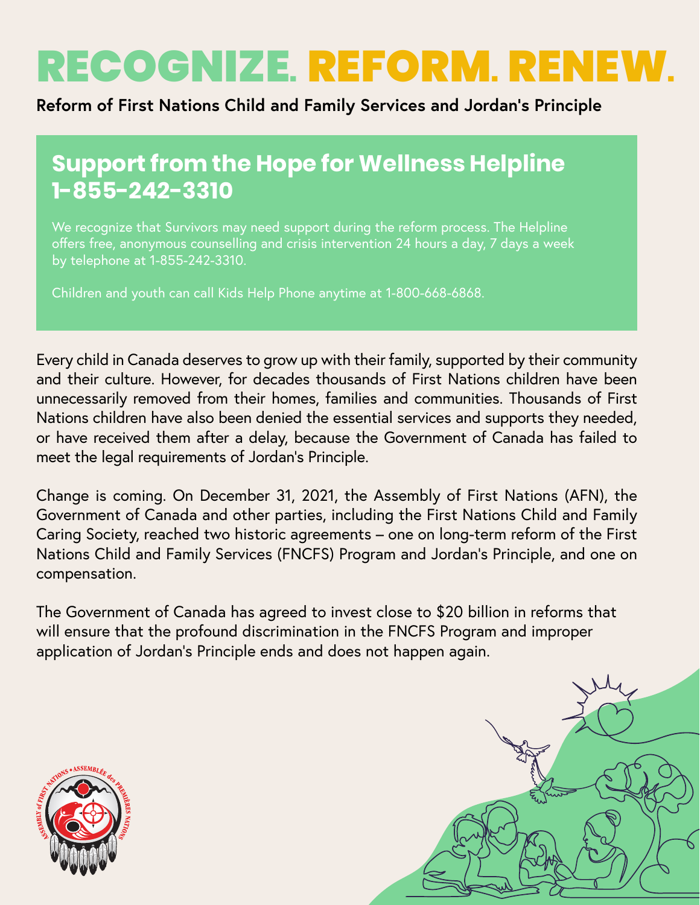# RECOGNIZE. REFORM. RENEW.

**Reform of First Nations Child and Family Services and Jordan's Principle**

## Support from the Hope for Wellness Helpline 1-855-242-3310

We recognize that Survivors may need support during the reform process. The Helpline offers free, anonymous counselling and crisis intervention 24 hours a day, 7 days a week by telephone at 1-855-242-3310.

Children and youth can call Kids Help Phone anytime at 1-800-668-6868.

Every child in Canada deserves to grow up with their family, supported by their community and their culture. However, for decades thousands of First Nations children have been unnecessarily removed from their homes, families and communities. Thousands of First Nations children have also been denied the essential services and supports they needed, or have received them after a delay, because the Government of Canada has failed to meet the legal requirements of Jordan's Principle.

Change is coming. On December 31, 2021, the Assembly of First Nations (AFN), the Government of Canada and other parties, including the First Nations Child and Family Caring Society, reached two historic agreements – one on long-term reform of the First Nations Child and Family Services (FNCFS) Program and Jordan's Principle, and one on compensation.

The Government of Canada has agreed to invest close to $20 billion in reforms that will ensure that the profound discrimination in the FNCFS Program and improper application of Jordan's Principle ends and does not happen again.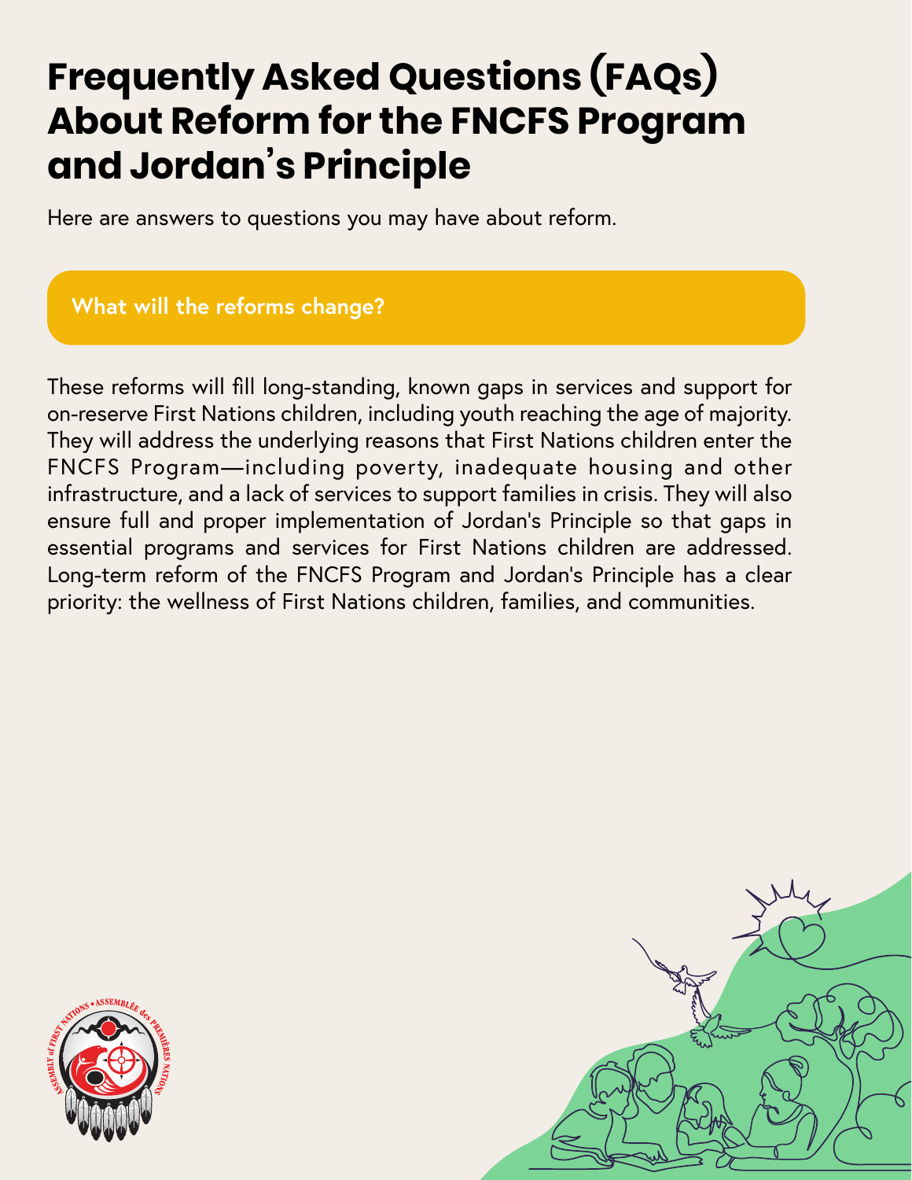# Frequently Asked Questions (FAQs) About Reform for the FNCFS Program and Jordan's Principle

Here are answers to questions you may have about reform.

## What will the reforms change?

These reforms will fill long-standing, known gaps in services and support for on-reserve First Nations children, including youth reaching the age of majority. They will address the underlying reasons that First Nations children enter the FNCFS Program—including poverty, inadequate housing and other infrastructure, and a lack of services to support families in crisis. They will also ensure full and proper implementation of Jordan's Principle so that gaps in essential programs and services for First Nations children are addressed. Long-term reform of the FNCFS Program and Jordan's Principle has a clear priority: the wellness of First Nations children, families, and communities.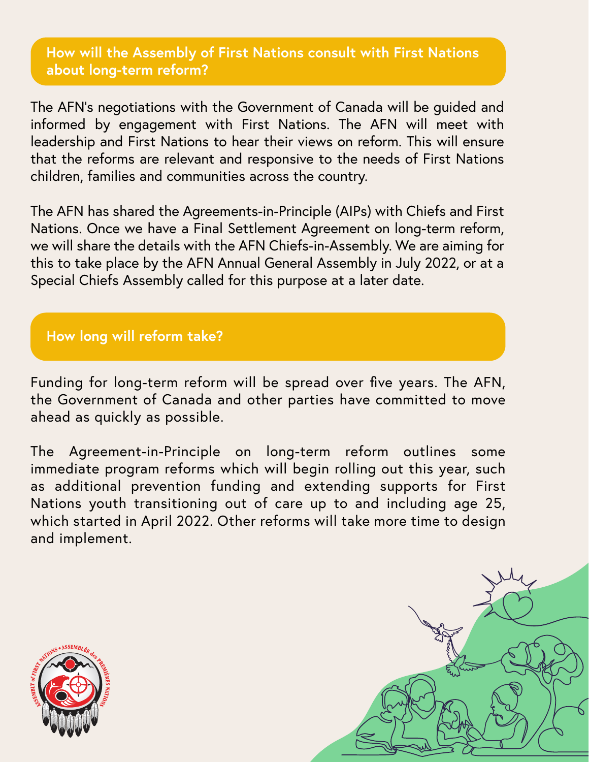## How will the Assembly of First Nations consult with First Nations about long-term reform?

The AFN's negotiations with the Government of Canada will be guided and informed by engagement with First Nations. The AFN will meet with leadership and First Nations to hear their views on reform. This will ensure that the reforms are relevant and responsive to the needs of First Nations children, families and communities across the country.

The AFN has shared the Agreements-in-Principle (AIPs) with Chiefs and First Nations. Once we have a Final Settlement Agreement on long-term reform, we will share the details with the AFN Chiefs-in-Assembly. We are aiming for this to take place by the AFN Annual General Assembly in July 2022, or at a Special Chiefs Assembly called for this purpose at a later date.

## How long will reform take?

Funding for long-term reform will be spread over five years. The AFN, the Government of Canada and other parties have committed to move ahead as quickly as possible.

The Agreement-in-Principle on long-term reform outlines some immediate program reforms which will begin rolling out this year, such as additional prevention funding and extending supports for First Nations youth transitioning out of care up to and including age 25, which started in April 2022. Other reforms will take more time to design and implement.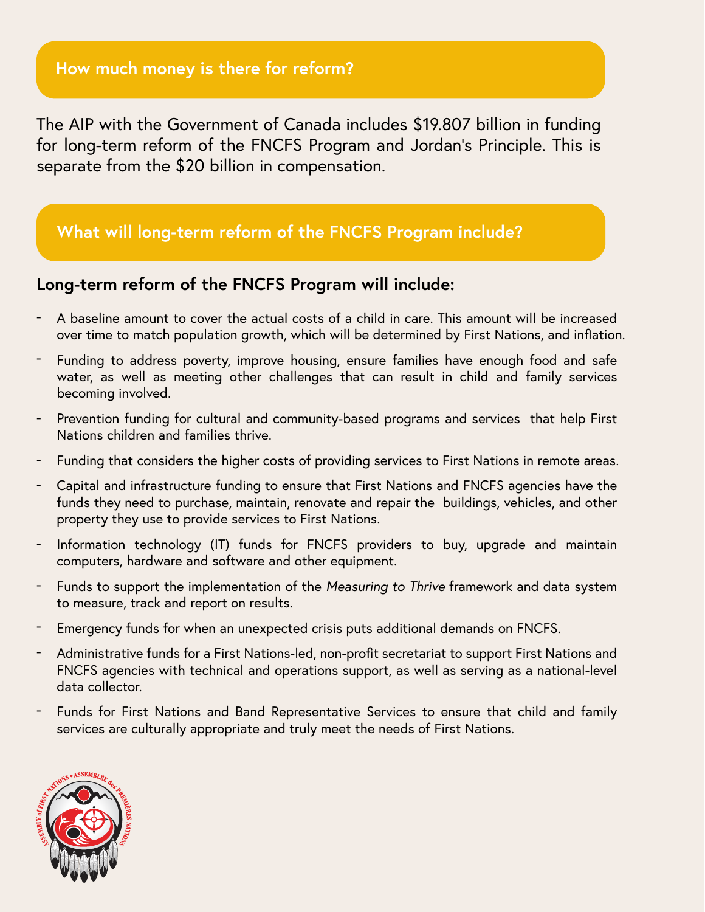## How much money is there for reform?

The AIP with the Government of Canada includes $19.807 billion in funding for long-term reform of the FNCFS Program and Jordan's Principle. This is separate from the $20 billion in compensation.

## What will long-term reform of the FNCFS Program include?

### Long-term reform of the FNCFS Program will include:

- A baseline amount to cover the actual costs of a child in care. This amount will be increased over time to match population growth, which will be determined by First Nations, and inflation.
- Funding to address poverty, improve housing, ensure families have enough food and safe water, as well as meeting other challenges that can result in child and family services becoming involved.
- Prevention funding for cultural and community-based programs and services that help First Nations children and families thrive.
- Funding that considers the higher costs of providing services to First Nations in remote areas.
- Capital and infrastructure funding to ensure that First Nations and FNCFS agencies have the funds they need to purchase, maintain, renovate and repair the buildings, vehicles, and other property they use to provide services to First Nations.
- Information technology (IT) funds for FNCFS providers to buy, upgrade and maintain computers, hardware and software and other equipment.
- Funds to support the implementation of the *Measuring to Thrive* framework and data system to measure, track and report on results.
- Emergency funds for when an unexpected crisis puts additional demands on FNCFS.
- Administrative funds for a First Nations-led, non-profit secretariat to support First Nations and FNCFS agencies with technical and operations support, as well as serving as a national-level data collector.
- Funds for First Nations and Band Representative Services to ensure that child and family services are culturally appropriate and truly meet the needs of First Nations.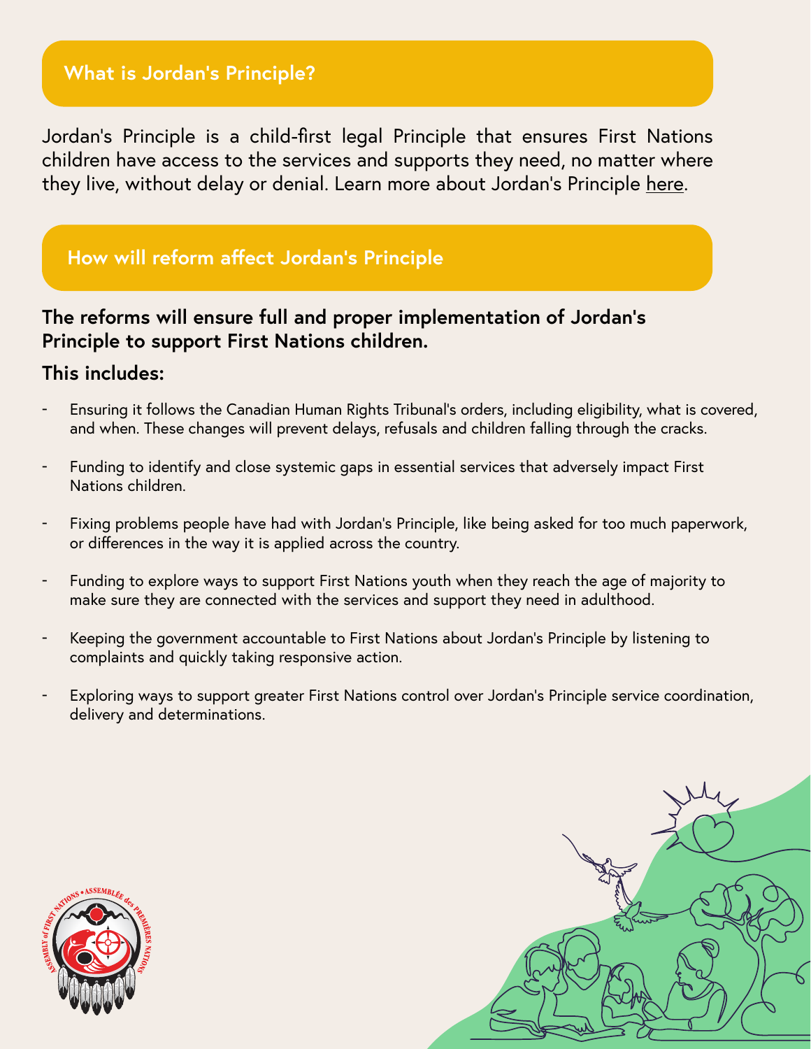## What is Jordan's Principle?

Jordan's Principle is a child-first legal Principle that ensures First Nations children have access to the services and supports they need, no matter where they live, without delay or denial. Learn more about Jordan's Principle here.

## How will reform affect Jordan's Principle

**The reforms will ensure full and proper implementation of Jordan's Principle to support First Nations children.**

**This includes:**

- Ensuring it follows the Canadian Human Rights Tribunal's orders, including eligibility, what is covered, and when. These changes will prevent delays, refusals and children falling through the cracks.
- Funding to identify and close systemic gaps in essential services that adversely impact First Nations children.
- Fixing problems people have had with Jordan's Principle, like being asked for too much paperwork, or differences in the way it is applied across the country.
- Funding to explore ways to support First Nations youth when they reach the age of majority to make sure they are connected with the services and support they need in adulthood.
- Keeping the government accountable to First Nations about Jordan's Principle by listening to complaints and quickly taking responsive action.
- Exploring ways to support greater First Nations control over Jordan's Principle service coordination, delivery and determinations.